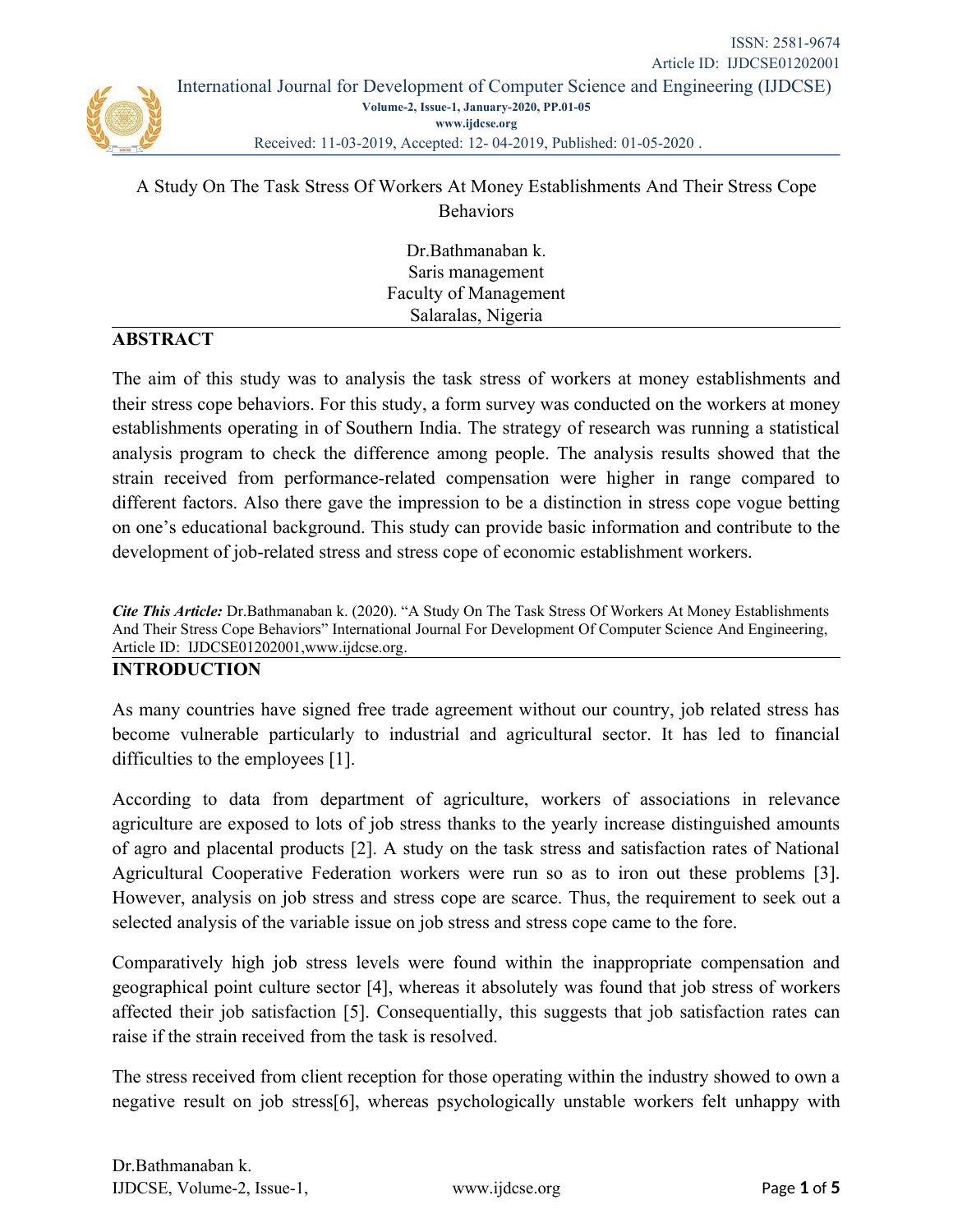# A Study On The Task Stress Of Workers At Money Establishments And Their Stress Cope Behaviors

Dr.Bathmanaban k.
Saris management
Faculty of Management
Salaralas, Nigeria

## ABSTRACT

The aim of this study was to analysis the task stress of workers at money establishments and their stress cope behaviors. For this study, a form survey was conducted on the workers at money establishments operating in of Southern India. The strategy of research was running a statistical analysis program to check the difference among people. The analysis results showed that the strain received from performance-related compensation were higher in range compared to different factors. Also there gave the impression to be a distinction in stress cope vogue betting on one's educational background. This study can provide basic information and contribute to the development of job-related stress and stress cope of economic establishment workers.

***Cite This Article:*** Dr.Bathmanaban k. (2020). "A Study On The Task Stress Of Workers At Money Establishments And Their Stress Cope Behaviors" International Journal For Development Of Computer Science And Engineering, Article ID: IJDCSE01202001,www.ijdcse.org.

## INTRODUCTION

As many countries have signed free trade agreement without our country, job related stress has become vulnerable particularly to industrial and agricultural sector. It has led to financial difficulties to the employees [1].

According to data from department of agriculture, workers of associations in relevance agriculture are exposed to lots of job stress thanks to the yearly increase distinguished amounts of agro and placental products [2]. A study on the task stress and satisfaction rates of National Agricultural Cooperative Federation workers were run so as to iron out these problems [3]. However, analysis on job stress and stress cope are scarce. Thus, the requirement to seek out a selected analysis of the variable issue on job stress and stress cope came to the fore.

Comparatively high job stress levels were found within the inappropriate compensation and geographical point culture sector [4], whereas it absolutely was found that job stress of workers affected their job satisfaction [5]. Consequentially, this suggests that job satisfaction rates can raise if the strain received from the task is resolved.

The stress received from client reception for those operating within the industry showed to own a negative result on job stress[6], whereas psychologically unstable workers felt unhappy with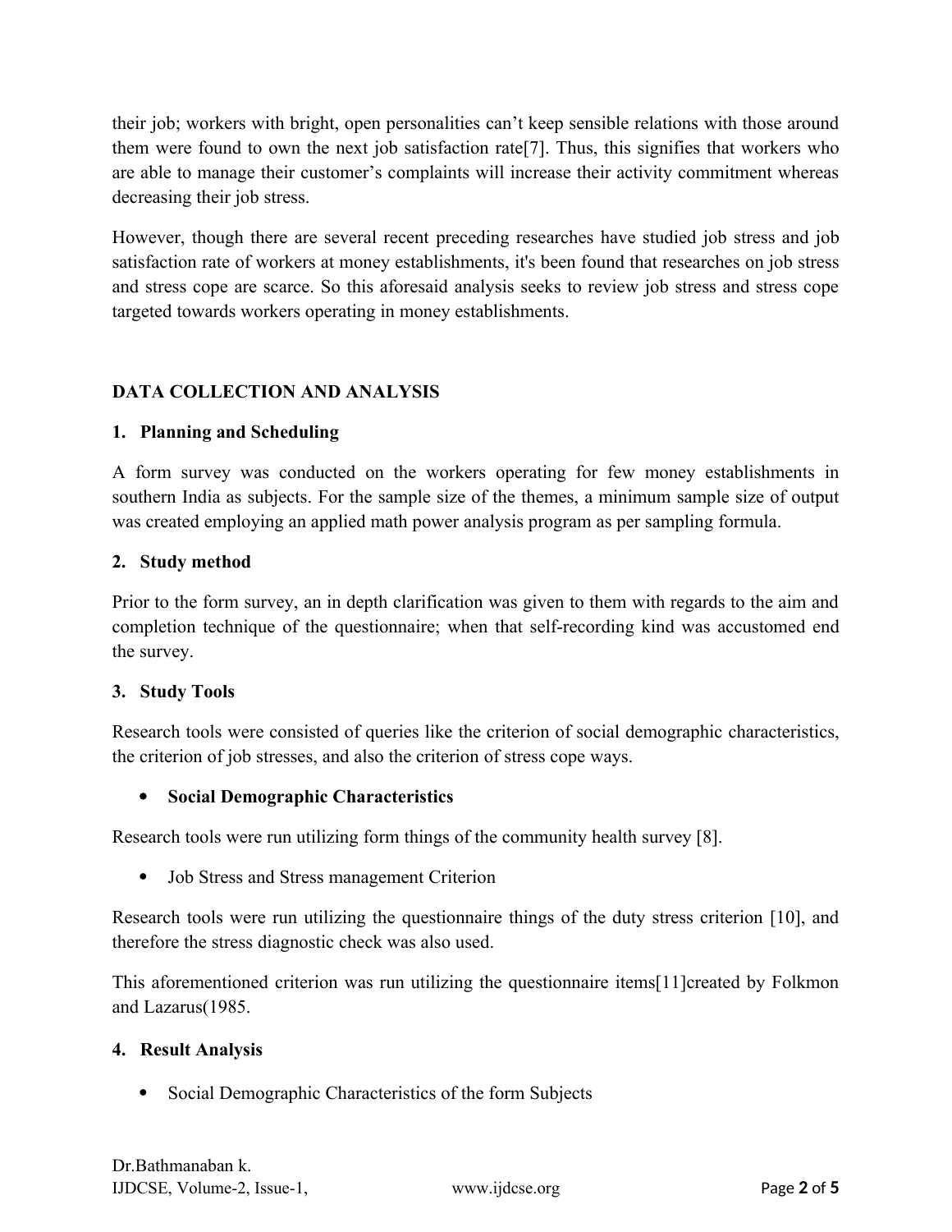their job; workers with bright, open personalities can't keep sensible relations with those around them were found to own the next job satisfaction rate[7]. Thus, this signifies that workers who are able to manage their customer's complaints will increase their activity commitment whereas decreasing their job stress.

However, though there are several recent preceding researches have studied job stress and job satisfaction rate of workers at money establishments, it's been found that researches on job stress and stress cope are scarce. So this aforesaid analysis seeks to review job stress and stress cope targeted towards workers operating in money establishments.

## DATA COLLECTION AND ANALYSIS

### 1. Planning and Scheduling

A form survey was conducted on the workers operating for few money establishments in southern India as subjects. For the sample size of the themes, a minimum sample size of output was created employing an applied math power analysis program as per sampling formula.

### 2. Study method

Prior to the form survey, an in depth clarification was given to them with regards to the aim and completion technique of the questionnaire; when that self-recording kind was accustomed end the survey.

### 3. Study Tools

Research tools were consisted of queries like the criterion of social demographic characteristics, the criterion of job stresses, and also the criterion of stress cope ways.

- **Social Demographic Characteristics**

Research tools were run utilizing form things of the community health survey [8].

- Job Stress and Stress management Criterion

Research tools were run utilizing the questionnaire things of the duty stress criterion [10], and therefore the stress diagnostic check was also used.

This aforementioned criterion was run utilizing the questionnaire items[11]created by Folkmon and Lazarus(1985.

### 4. Result Analysis

- Social Demographic Characteristics of the form Subjects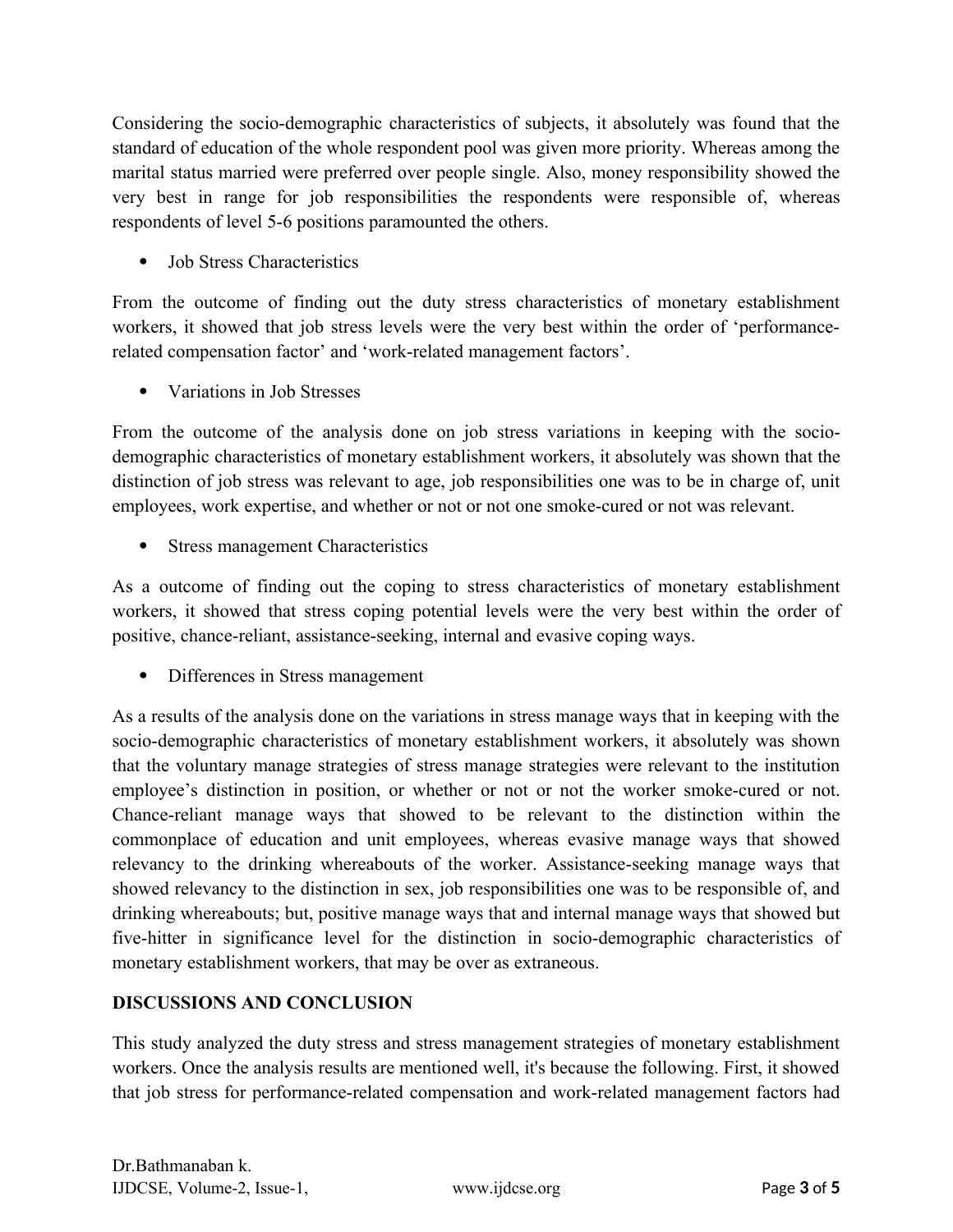Considering the socio-demographic characteristics of subjects, it absolutely was found that the standard of education of the whole respondent pool was given more priority. Whereas among the marital status married were preferred over people single. Also, money responsibility showed the very best in range for job responsibilities the respondents were responsible of, whereas respondents of level 5-6 positions paramounted the others.

- Job Stress Characteristics

From the outcome of finding out the duty stress characteristics of monetary establishment workers, it showed that job stress levels were the very best within the order of 'performance-related compensation factor' and 'work-related management factors'.

- Variations in Job Stresses

From the outcome of the analysis done on job stress variations in keeping with the socio-demographic characteristics of monetary establishment workers, it absolutely was shown that the distinction of job stress was relevant to age, job responsibilities one was to be in charge of, unit employees, work expertise, and whether or not or not one smoke-cured or not was relevant.

- Stress management Characteristics

As a outcome of finding out the coping to stress characteristics of monetary establishment workers, it showed that stress coping potential levels were the very best within the order of positive, chance-reliant, assistance-seeking, internal and evasive coping ways.

- Differences in Stress management

As a results of the analysis done on the variations in stress manage ways that in keeping with the socio-demographic characteristics of monetary establishment workers, it absolutely was shown that the voluntary manage strategies of stress manage strategies were relevant to the institution employee's distinction in position, or whether or not or not the worker smoke-cured or not. Chance-reliant manage ways that showed to be relevant to the distinction within the commonplace of education and unit employees, whereas evasive manage ways that showed relevancy to the drinking whereabouts of the worker. Assistance-seeking manage ways that showed relevancy to the distinction in sex, job responsibilities one was to be responsible of, and drinking whereabouts; but, positive manage ways that and internal manage ways that showed but five-hitter in significance level for the distinction in socio-demographic characteristics of monetary establishment workers, that may be over as extraneous.

## DISCUSSIONS AND CONCLUSION

This study analyzed the duty stress and stress management strategies of monetary establishment workers. Once the analysis results are mentioned well, it's because the following. First, it showed that job stress for performance-related compensation and work-related management factors had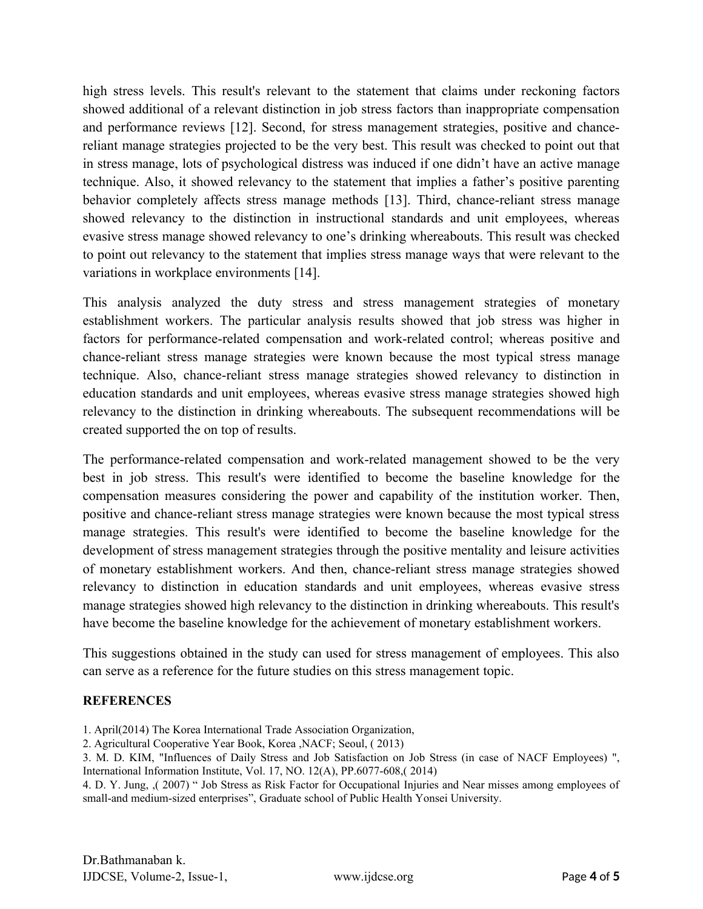high stress levels. This result's relevant to the statement that claims under reckoning factors showed additional of a relevant distinction in job stress factors than inappropriate compensation and performance reviews [12]. Second, for stress management strategies, positive and chance-reliant manage strategies projected to be the very best. This result was checked to point out that in stress manage, lots of psychological distress was induced if one didn't have an active manage technique. Also, it showed relevancy to the statement that implies a father's positive parenting behavior completely affects stress manage methods [13]. Third, chance-reliant stress manage showed relevancy to the distinction in instructional standards and unit employees, whereas evasive stress manage showed relevancy to one's drinking whereabouts. This result was checked to point out relevancy to the statement that implies stress manage ways that were relevant to the variations in workplace environments [14].

This analysis analyzed the duty stress and stress management strategies of monetary establishment workers. The particular analysis results showed that job stress was higher in factors for performance-related compensation and work-related control; whereas positive and chance-reliant stress manage strategies were known because the most typical stress manage technique. Also, chance-reliant stress manage strategies showed relevancy to distinction in education standards and unit employees, whereas evasive stress manage strategies showed high relevancy to the distinction in drinking whereabouts. The subsequent recommendations will be created supported the on top of results.

The performance-related compensation and work-related management showed to be the very best in job stress. This result's were identified to become the baseline knowledge for the compensation measures considering the power and capability of the institution worker. Then, positive and chance-reliant stress manage strategies were known because the most typical stress manage strategies. This result's were identified to become the baseline knowledge for the development of stress management strategies through the positive mentality and leisure activities of monetary establishment workers. And then, chance-reliant stress manage strategies showed relevancy to distinction in education standards and unit employees, whereas evasive stress manage strategies showed high relevancy to the distinction in drinking whereabouts. This result's have become the baseline knowledge for the achievement of monetary establishment workers.

This suggestions obtained in the study can used for stress management of employees. This also can serve as a reference for the future studies on this stress management topic.

**REFERENCES**

1. April(2014) The Korea International Trade Association Organization,
2. Agricultural Cooperative Year Book, Korea ,NACF; Seoul, ( 2013)
3. M. D. KIM, "Influences of Daily Stress and Job Satisfaction on Job Stress (in case of NACF Employees) ", International Information Institute, Vol. 17, NO. 12(A), PP.6077-608,( 2014)
4. D. Y. Jung, ,( 2007) " Job Stress as Risk Factor for Occupational Injuries and Near misses among employees of small-and medium-sized enterprises", Graduate school of Public Health Yonsei University.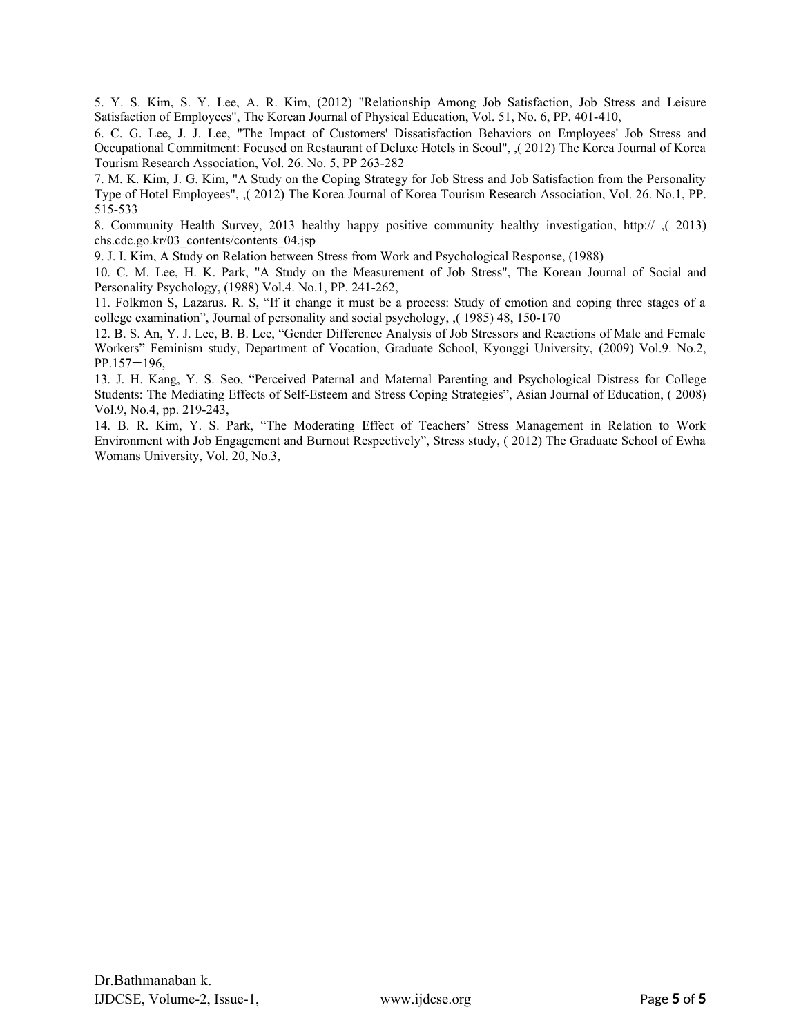5. Y. S. Kim, S. Y. Lee, A. R. Kim, (2012) "Relationship Among Job Satisfaction, Job Stress and Leisure Satisfaction of Employees", The Korean Journal of Physical Education, Vol. 51, No. 6, PP. 401-410,

6. C. G. Lee, J. J. Lee, "The Impact of Customers' Dissatisfaction Behaviors on Employees' Job Stress and Occupational Commitment: Focused on Restaurant of Deluxe Hotels in Seoul", ,( 2012) The Korea Journal of Korea Tourism Research Association, Vol. 26. No. 5, PP 263-282

7. M. K. Kim, J. G. Kim, "A Study on the Coping Strategy for Job Stress and Job Satisfaction from the Personality Type of Hotel Employees", ,( 2012) The Korea Journal of Korea Tourism Research Association, Vol. 26. No.1, PP. 515-533

8. Community Health Survey, 2013 healthy happy positive community healthy investigation, http:// ,( 2013) chs.cdc.go.kr/03_contents/contents_04.jsp

9. J. I. Kim, A Study on Relation between Stress from Work and Psychological Response, (1988)

10. C. M. Lee, H. K. Park, "A Study on the Measurement of Job Stress", The Korean Journal of Social and Personality Psychology, (1988) Vol.4. No.1, PP. 241-262,

11. Folkmon S, Lazarus. R. S, "If it change it must be a process: Study of emotion and coping three stages of a college examination", Journal of personality and social psychology, ,( 1985) 48, 150-170

12. B. S. An, Y. J. Lee, B. B. Lee, "Gender Difference Analysis of Job Stressors and Reactions of Male and Female Workers" Feminism study, Department of Vocation, Graduate School, Kyonggi University, (2009) Vol.9. No.2, PP.157ー196,

13. J. H. Kang, Y. S. Seo, "Perceived Paternal and Maternal Parenting and Psychological Distress for College Students: The Mediating Effects of Self-Esteem and Stress Coping Strategies", Asian Journal of Education, ( 2008) Vol.9, No.4, pp. 219-243,

14. B. R. Kim, Y. S. Park, "The Moderating Effect of Teachers' Stress Management in Relation to Work Environment with Job Engagement and Burnout Respectively", Stress study, ( 2012) The Graduate School of Ewha Womans University, Vol. 20, No.3,